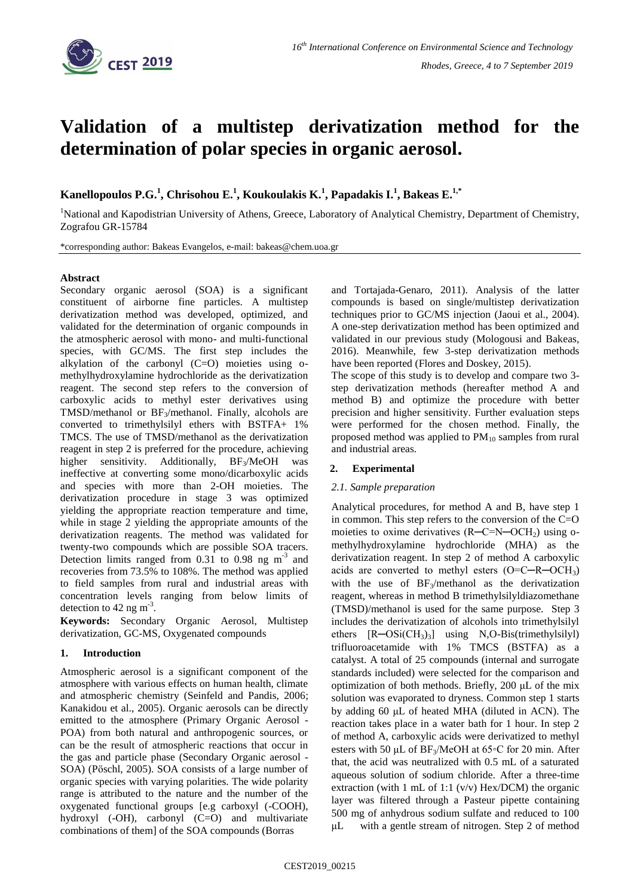# Validation of a multistep derivatization method for the determination of polar species in organic aerosol.

**Kanellopoulos P.G.[1], Chrisohou E.[1], Koukoulakis K.[1], Papadakis I.[1], Bakeas E.[1,*]**

[1]National and Kapodistrian University of Athens, Greece, Laboratory of Analytical Chemistry, Department of Chemistry, Zografou GR-15784

*corresponding author: Bakeas Evangelos, e-mail: bakeas@chem.uoa.gr

**Abstract**

Secondary organic aerosol (SOA) is a significant constituent of airborne fine particles. A multistep derivatization method was developed, optimized, and validated for the determination of organic compounds in the atmospheric aerosol with mono- and multi-functional species, with GC/MS. The first step includes the alkylation of the carbonyl (C=O) moieties using o-methylhydroxylamine hydrochloride as the derivatization reagent. The second step refers to the conversion of carboxylic acids to methyl ester derivatives using TMSD/methanol or $BF_3$/methanol. Finally, alcohols are converted to trimethylsilyl ethers with BSTFA+ 1% TMCS. The use of TMSD/methanol as the derivatization reagent in step 2 is preferred for the procedure, achieving higher sensitivity. Additionally, $BF_3$/MeOH was ineffective at converting some mono/dicarboxylic acids and species with more than 2-OH moieties. The derivatization procedure in stage 3 was optimized yielding the appropriate reaction temperature and time, while in stage 2 yielding the appropriate amounts of the derivatization reagents. The method was validated for twenty-two compounds which are possible SOA tracers. Detection limits ranged from 0.31 to 0.98 ng $m^{-3}$ and recoveries from 73.5% to 108%. The method was applied to field samples from rural and industrial areas with concentration levels ranging from below limits of detection to 42 ng $m^{-3}$.

**Keywords:** Secondary Organic Aerosol, Multistep derivatization, GC-MS, Oxygenated compounds

## 1. Introduction

Atmospheric aerosol is a significant component of the atmosphere with various effects on human health, climate and atmospheric chemistry (Seinfeld and Pandis, 2006; Kanakidou et al., 2005). Organic aerosols can be directly emitted to the atmosphere (Primary Organic Aerosol - POA) from both natural and anthropogenic sources, or can be the result of atmospheric reactions that occur in the gas and particle phase (Secondary Organic aerosol - SOA) (Pöschl, 2005). SOA consists of a large number of organic species with varying polarities. The wide polarity range is attributed to the nature and the number of the oxygenated functional groups [e.g carboxyl (-COOH), hydroxyl (-OH), carbonyl (C=O) and multivariate combinations of them] of the SOA compounds (Borras and Tortajada-Genaro, 2011). Analysis of the latter compounds is based on single/multistep derivatization techniques prior to GC/MS injection (Jaoui et al., 2004). A one-step derivatization method has been optimized and validated in our previous study (Mologousi and Bakeas, 2016). Meanwhile, few 3-step derivatization methods have been reported (Flores and Doskey, 2015).

The scope of this study is to develop and compare two 3-step derivatization methods (hereafter method A and method B) and optimize the procedure with better precision and higher sensitivity. Further evaluation steps were performed for the chosen method. Finally, the proposed method was applied to $PM_{10}$ samples from rural and industrial areas.

## 2. Experimental

### 2.1. Sample preparation

Analytical procedures, for method A and B, have step 1 in common. This step refers to the conversion of the C=O moieties to oxime derivatives ($R-C=N-OCH_2$) using o-methylhydroxylamine hydrochloride (MHA) as the derivatization reagent. In step 2 of method A carboxylic acids are converted to methyl esters ($O=C-R-OCH_3$) with the use of $BF_3$/methanol as the derivatization reagent, whereas in method B trimethylsilyldiazomethane (TMSD)/methanol is used for the same purpose. Step 3 includes the derivatization of alcohols into trimethylsilyl ethers $[R-OSi(CH_3)_3]$ using N,O-Bis(trimethylsilyl) trifluoroacetamide with 1% TMCS (BSTFA) as a catalyst. A total of 25 compounds (internal and surrogate standards included) were selected for the comparison and optimization of both methods. Briefly, 200 μL of the mix solution was evaporated to dryness. Common step 1 starts by adding 60 μL of heated MHA (diluted in ACN). The reaction takes place in a water bath for 1 hour. In step 2 of method A, carboxylic acids were derivatized to methyl esters with 50 μL of $BF_3$/MeOH at 65°C for 20 min. After that, the acid was neutralized with 0.5 mL of a saturated aqueous solution of sodium chloride. After a three-time extraction (with 1 mL of 1:1 (v/v) Hex/DCM) the organic layer was filtered through a Pasteur pipette containing 500 mg of anhydrous sodium sulfate and reduced to 100 μL with a gentle stream of nitrogen. Step 2 of method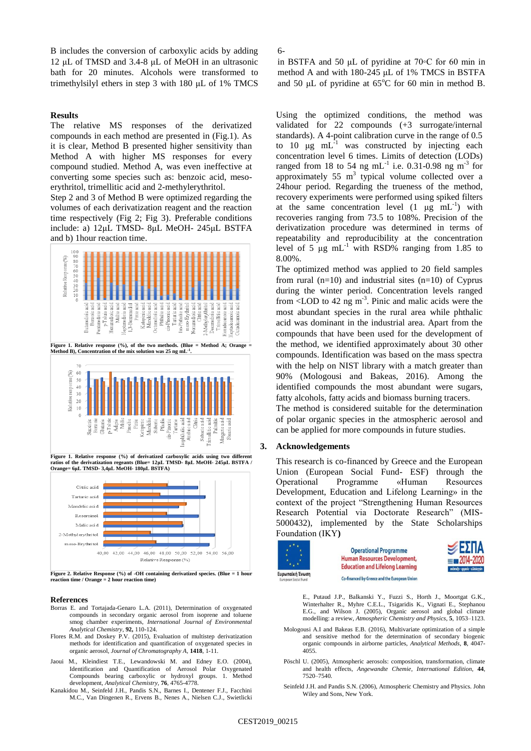B includes the conversion of carboxylic acids by adding 12 μL of TMSD and 3.4-8 μL of MeOH in an ultrasonic bath for 20 minutes. Alcohols were transformed to trimethylsilyl ethers in step 3 with 180 μL of 1% TMCS in BSTFA and 50 μL of pyridine at 70◦C for 60 min in method A and with 180-245 μL of 1% TMCS in BSTFA and 50 μL of pyridine at 65°C for 60 min in method B.

### Results

The relative MS responses of the derivatized compounds in each method are presented in (Fig.1). As it is clear, Method B presented higher sensitivity than Method A with higher MS responses for every compound studied. Method A, was even ineffective at converting some species such as: benzoic acid, meso-erythritol, trimellitic acid and 2-methylerythritol.

Step 2 and 3 of Method B were optimized regarding the volumes of each derivatization reagent and the reaction time respectively (Fig 2; Fig 3). Preferable conditions include: a) 12μL TMSD- 8μL MeOH- 245μL BSTFA and b) 1hour reaction time.

Relative Response (%)
100
90
80
70
60
50
40
30
20
10
0
Butanedioic acid
Benzoic acid
Pentanedioic acid
p-Toluic acid
Hexanedioic acid
Malic acid
Heptanedioic acid
1,3-Benzendiol
Pinic acid
Ketopinic acid
Mandelic acid
Octanedioic acid
Phthalic acid
cis-Pinonic acid
Tartaric acid
Iso-Phthalic acid
meso-Erythritol
Nonanedioic acid
Citric acid
2-Methylerythritol
Decanedioic acid
Trimellitic acid
Hexadecanoic acid
Heptadecanoic acid
Octadecanoic acid

**Figure 1. Relative response (%), of the two methods. (Blue = Method A; Orange = Method B), Concentration of the mix solution was 25 ng mL$^{-1}$.**

Relative response (%)
70
60
50
40
30
20
10
0
Succinic
Benzoic
Glutaric
p-Toluic
Adipic
Malic
Pimelic
Pinic
Ketopinic
Mandelic
Suberic
Phthalic
cis-Pinonic
Tartaric
Isophthalic acid
Azelaic acid
Citric
Sebacic acid
Trimellitic acid
Palmitic
Margaric acid
Stearic acid

**Figure 1. Relative response (%) of derivatized carboxylic acids using two different ratios of the derivatization regeants (Blue= 12μL TMSD- 8μL MeOH- 245μL BSTFA / Orange= 6μL TMSD- 3,4μL MeOH- 180μL BSTFA)**

Citric acid
Tartaric acid
Mandelic acid
Resorcinol
Malic acid
2-Methylerythritol
meso-Erythritol
40,00 42,00 44,00 46,00 48,00 50,00 52,00 54,00 56,00
Relative Response (%)

**Figure 2. Relative Response (%) of -OH containing derivatized species. (Blue = 1 hour reaction time / Orange = 2 hour reaction time)**

Using the optimized conditions, the method was validated for 22 compounds (+3 surrogate/internal standards). A 4-point calibration curve in the range of 0.5 to 10 μg mL$^{-1}$ was constructed by injecting each concentration level 6 times. Limits of detection (LODs) ranged from 18 to 54 ng mL$^{-1}$ i.e. 0.31-0.98 ng m$^{-3}$ for approximately 55 m$^{3}$ typical volume collected over a 24hour period. Regarding the trueness of the method, recovery experiments were performed using spiked filters at the same concentration level (1 μg mL$^{-1}$) with recoveries ranging from 73.5 to 108%. Precision of the derivatization procedure was determined in terms of repeatability and reproducibility at the concentration level of 5 μg mL$^{-1}$ with RSD% ranging from 1.85 to 8.00%.

The optimized method was applied to 20 field samples from rural (n=10) and industrial sites (n=10) of Cyprus during the winter period. Concentration levels ranged from <LOD to 42 ng m$^{-3}$. Pinic and malic acids were the most abundant species in the rural area while phthalic acid was dominant in the industrial area. Apart from the compounds that have been used for the development of the method, we identified approximately about 30 other compounds. Identification was based on the mass spectra with the help on NIST library with a match greater than 90% (Mologousi and Bakeas, 2016). Among the identified compounds the most abundant were sugars, fatty alcohols, fatty acids and biomass burning tracers.

The method is considered suitable for the determination of polar organic species in the atmospheric aerosol and can be applied for more compounds in future studies.

## 3. Acknowledgements

This research is co-financed by Greece and the European Union (European Social Fund- ESF) through the Operational Programme «Human Resources Development, Education and Lifelong Learning» in the context of the project "Strengthening Human Resources Research Potential via Doctorate Research" (MIS-5000432), implemented by the State Scholarships Foundation (IKY)

Ευρωπαϊκή Ένωση
European Social Fund

Operational Programme
Human Resources Development, Education and Lifelong Learning
Co-financed by Greece and the European Union

ΕΣΠΑ 2014-2020
ανάπτυξη - εργασία - αλληλεγγύη

### References

Borras E. and Tortajada-Genaro L.A. (2011), Determination of oxygenated compounds in secondary organic aerosol from isoprene and toluene smog chamber experiments, *International Journal of Environmental Analytical Chemistry*, **92,** 110-124.

Flores R.M. and Doskey P.V. (2015), Evaluation of multistep derivatization methods for identification and quantification of oxygenated species in organic aerosol, *Journal of Chromatography A*, **1418**, 1-11.

Jaoui M., Kleindiest T.E., Lewandowski M. and Edney E.O. (2004), Identification and Quantification of Aerosol Polar Oxygenated Compounds bearing carboxylic or hydroxyl groups. 1. Method development, *Analytical Chemistry*, **76**, 4765-4778.

Kanakidou M., Seinfeld J.H., Pandis S.N., Barnes I., Dentener F.J., Facchini M.C., Van Dingenen R., Ervens B., Nenes A., Nielsen C.J., Swietlicki E., Putaud J.P., Balkanski Y., Fuzzi S., Horth J., Moortgat G.K., Winterhalter R., Myhre C.E.L., Tsigaridis K., Vignati E., Stephanou E.G., and Wilson J. (2005), Organic aerosol and global climate modelling: a review, *Atmospheric Chemistry and Physics*, **5**, 1053–1123.

Mologousi A.I and Bakeas E.B. (2016), Multivariate optimization of a simple and sensitive method for the determination of secondary biogenic organic compounds in airborne particles, *Analytical Methods*, **8**, 4047-4055.

Pöschl U. (2005), Atmospheric aerosols: composition, transformation, climate and health effects, *Angewandte Chemie*, *International Edition*, **44**, 7520–7540.

Seinfeld J.H. and Pandis S.N. (2006), Atmospheric Chemistry and Physics. John Wiley and Sons, New York.